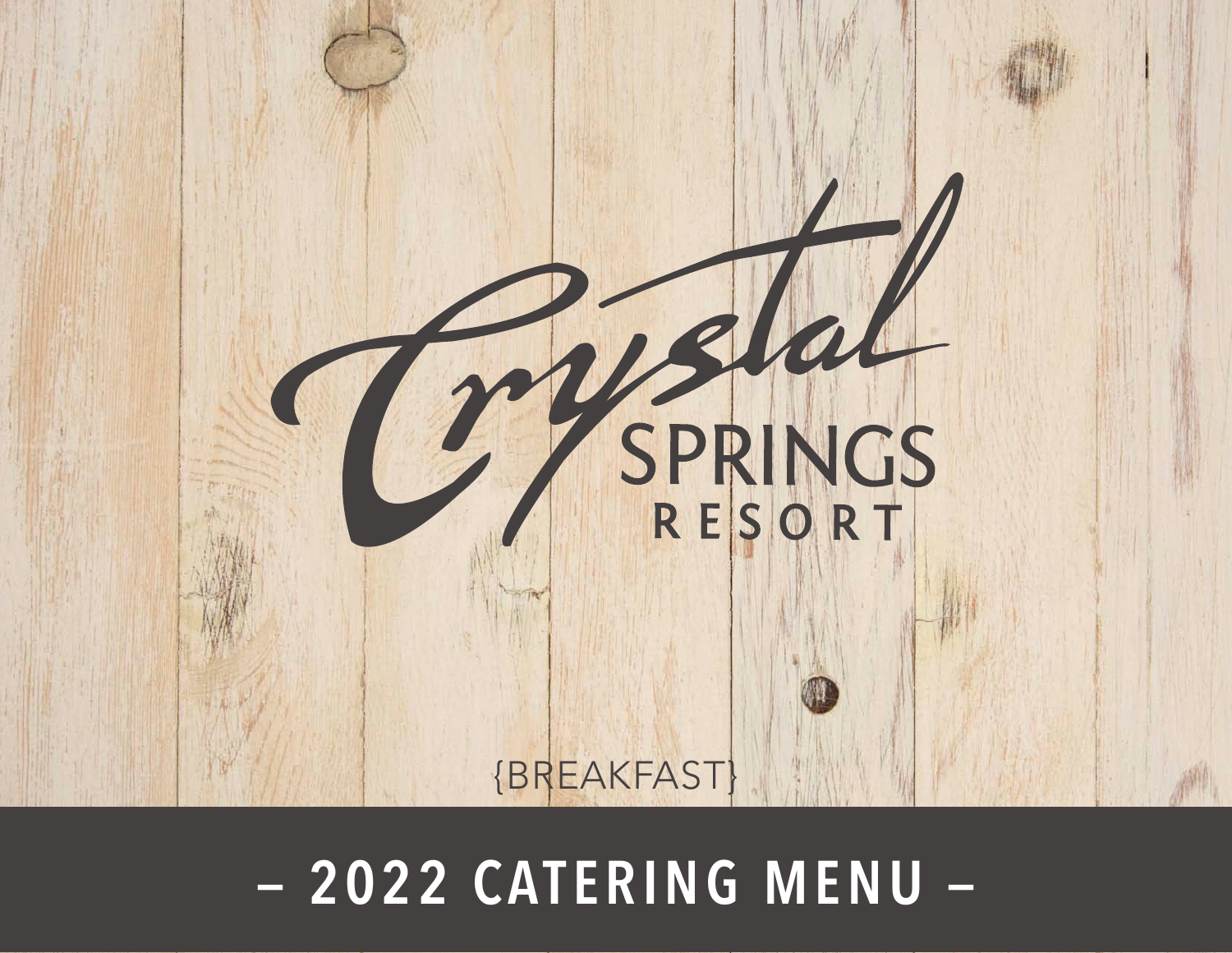# Crystal SPRINGS RESORT

{BREAKFAST}

## – 2022 CATERING MENU –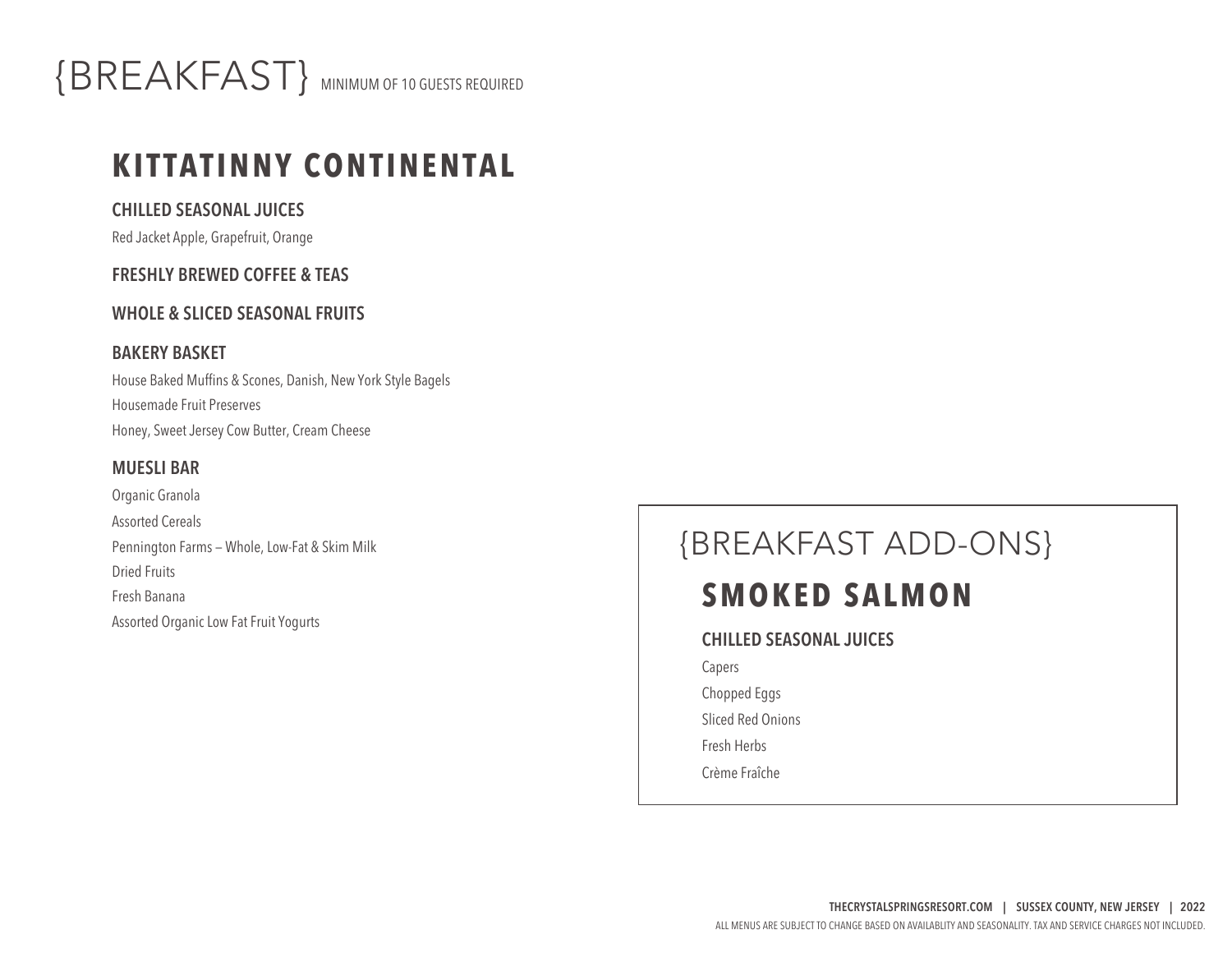# {BREAKFAST} MINIMUM OF 10 GUESTS REQUIRED

## KITTATINNY CONTINENTAL

### CHILLED SEASONAL JUICES

Red Jacket Apple, Grapefruit, Orange

### FRESHLY BREWED COFFEE & TEAS

### WHOLE & SLICED SEASONAL FRUITS

### BAKERY BASKET

House Baked Muffins & Scones, Danish, New York Style Bagels

Housemade Fruit Preserves

Honey, Sweet Jersey Cow Butter, Cream Cheese

### MUESLI BAR

Organic Granola

Assorted Cereals

Pennington Farms – Whole, Low-Fat & Skim Milk

Dried Fruits

Fresh Banana

Assorted Organic Low Fat Fruit Yogurts

# {BREAKFAST ADD-ONS}

## SMOKED SALMON

### CHILLED SEASONAL JUICES

Capers

Chopped Eggs

Sliced Red Onions

Fresh Herbs

Crème Fraîche

THECRYSTALSPRINGSRESORT.COM | SUSSEX COUNTY, NEW JERSEY | 2022

ALL MENUS ARE SUBJECT TO CHANGE BASED ON AVAILABLITY AND SEASONALITY. TAX AND SERVICE CHARGES NOT INCLUDED.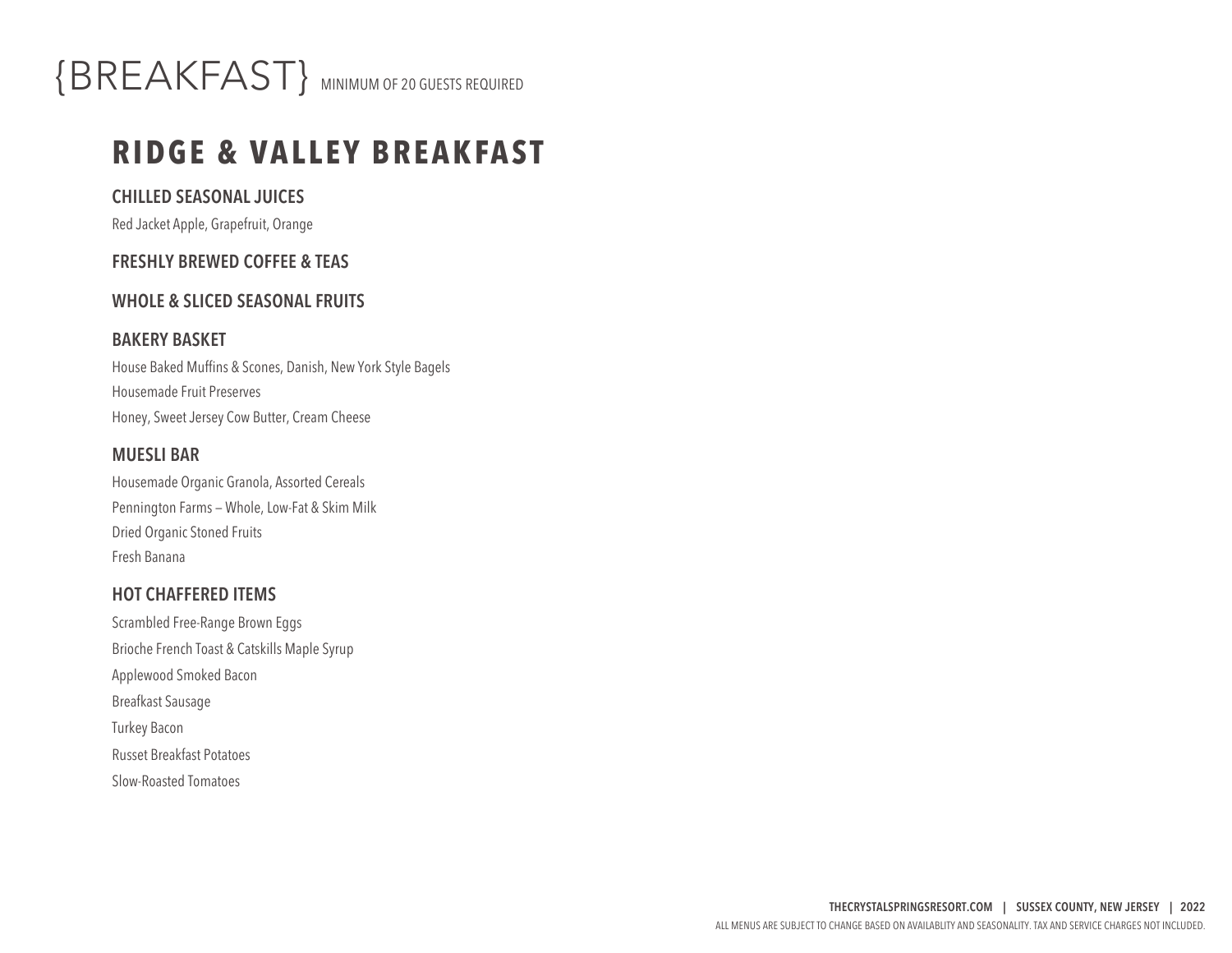# {BREAKFAST} MINIMUM OF 20 GUESTS REQUIRED

## RIDGE & VALLEY BREAKFAST

### CHILLED SEASONAL JUICES

Red Jacket Apple, Grapefruit, Orange

### FRESHLY BREWED COFFEE & TEAS

### WHOLE & SLICED SEASONAL FRUITS

### BAKERY BASKET

House Baked Muffins & Scones, Danish, New York Style Bagels

Housemade Fruit Preserves

Honey, Sweet Jersey Cow Butter, Cream Cheese

### MUESLI BAR

Housemade Organic Granola, Assorted Cereals

Pennington Farms – Whole, Low-Fat & Skim Milk

Dried Organic Stoned Fruits

Fresh Banana

### HOT CHAFFERED ITEMS

Scrambled Free-Range Brown Eggs

Brioche French Toast & Catskills Maple Syrup

Applewood Smoked Bacon

Breafkast Sausage

Turkey Bacon

Russet Breakfast Potatoes

Slow-Roasted Tomatoes

ALL MENUS ARE SUBJECT TO CHANGE BASED ON AVAILABLITY AND SEASONALITY. TAX AND SERVICE CHARGES NOT INCLUDED.